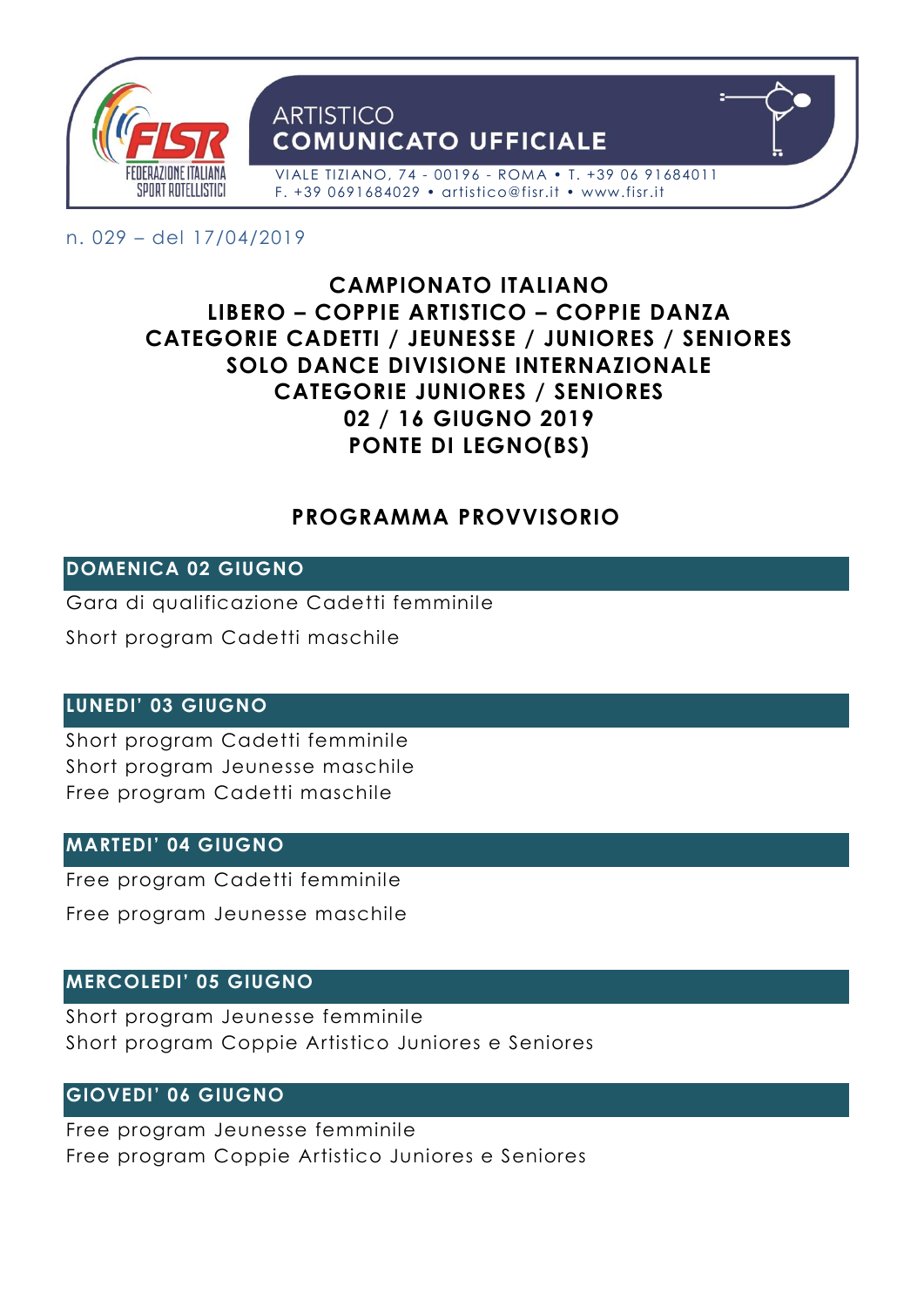ARTISTICO
**COMUNICATO UFFICIALE**

VIALE TIZIANO, 74 - 00196 - ROMA • T. +39 06 91684011
F. +39 0691684029 • artistico@fisr.it • www.fisr.it

n. 029 – del 17/04/2019

# CAMPIONATO ITALIANO
# LIBERO – COPPIE ARTISTICO – COPPIE DANZA
# CATEGORIE CADETTI / JEUNESSE / JUNIORES / SENIORES
# SOLO DANCE DIVISIONE INTERNAZIONALE
# CATEGORIE JUNIORES / SENIORES
# 02 / 16 GIUGNO 2019
# PONTE DI LEGNO(BS)

## PROGRAMMA PROVVISORIO

### DOMENICA 02 GIUGNO

Gara di qualificazione Cadetti femminile

Short program Cadetti maschile

### LUNEDI' 03 GIUGNO

Short program Cadetti femminile
Short program Jeunesse maschile
Free program Cadetti maschile

### MARTEDI' 04 GIUGNO

Free program Cadetti femminile

Free program Jeunesse maschile

### MERCOLEDI' 05 GIUGNO

Short program Jeunesse femminile
Short program Coppie Artistico Juniores e Seniores

### GIOVEDI' 06 GIUGNO

Free program Jeunesse femminile
Free program Coppie Artistico Juniores e Seniores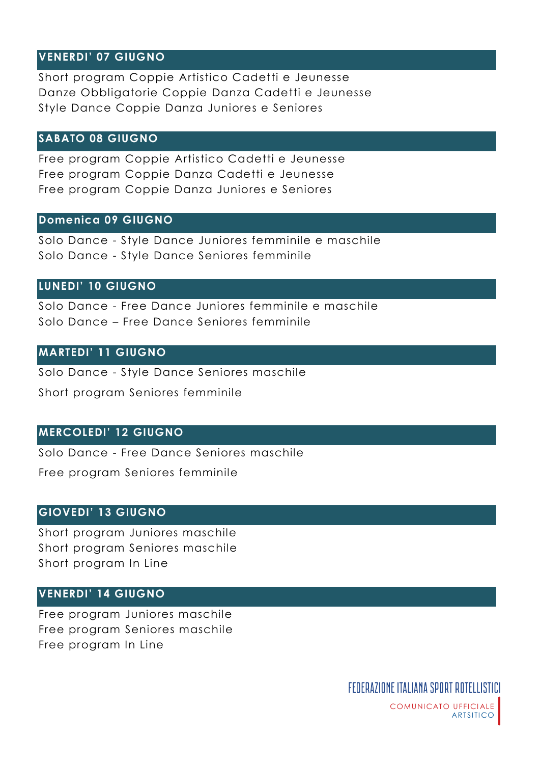## VENERDI' 07 GIUGNO

Short program Coppie Artistico Cadetti e Jeunesse
Danze Obbligatorie Coppie Danza Cadetti e Jeunesse
Style Dance Coppie Danza Juniores e Seniores

## SABATO 08 GIUGNO

Free program Coppie Artistico Cadetti e Jeunesse
Free program Coppie Danza Cadetti e Jeunesse
Free program Coppie Danza Juniores e Seniores

## Domenica 09 GIUGNO

Solo Dance - Style Dance Juniores femminile e maschile
Solo Dance - Style Dance Seniores femminile

## LUNEDI' 10 GIUGNO

Solo Dance - Free Dance Juniores femminile e maschile
Solo Dance – Free Dance Seniores femminile

## MARTEDI' 11 GIUGNO

Solo Dance - Style Dance Seniores maschile

Short program Seniores femminile

## MERCOLEDI' 12 GIUGNO

Solo Dance - Free Dance Seniores maschile

Free program Seniores femminile

## GIOVEDI' 13 GIUGNO

Short program Juniores maschile
Short program Seniores maschile
Short program In Line

## VENERDI' 14 GIUGNO

Free program Juniores maschile
Free program Seniores maschile
Free program In Line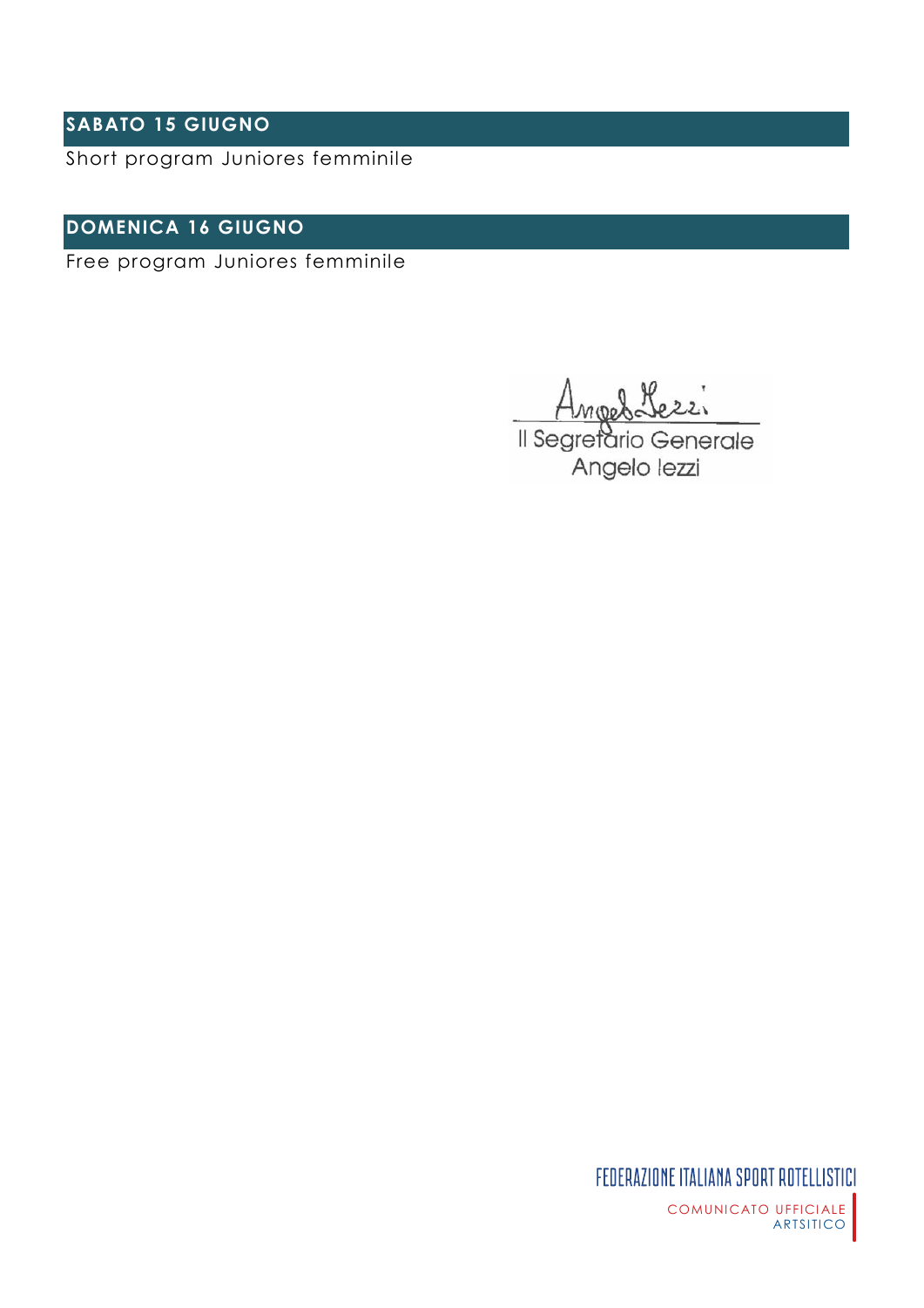## SABATO 15 GIUGNO

Short program Juniores femminile

## DOMENICA 16 GIUGNO

Free program Juniores femminile

Il Segretario Generale
Angelo Iezzi